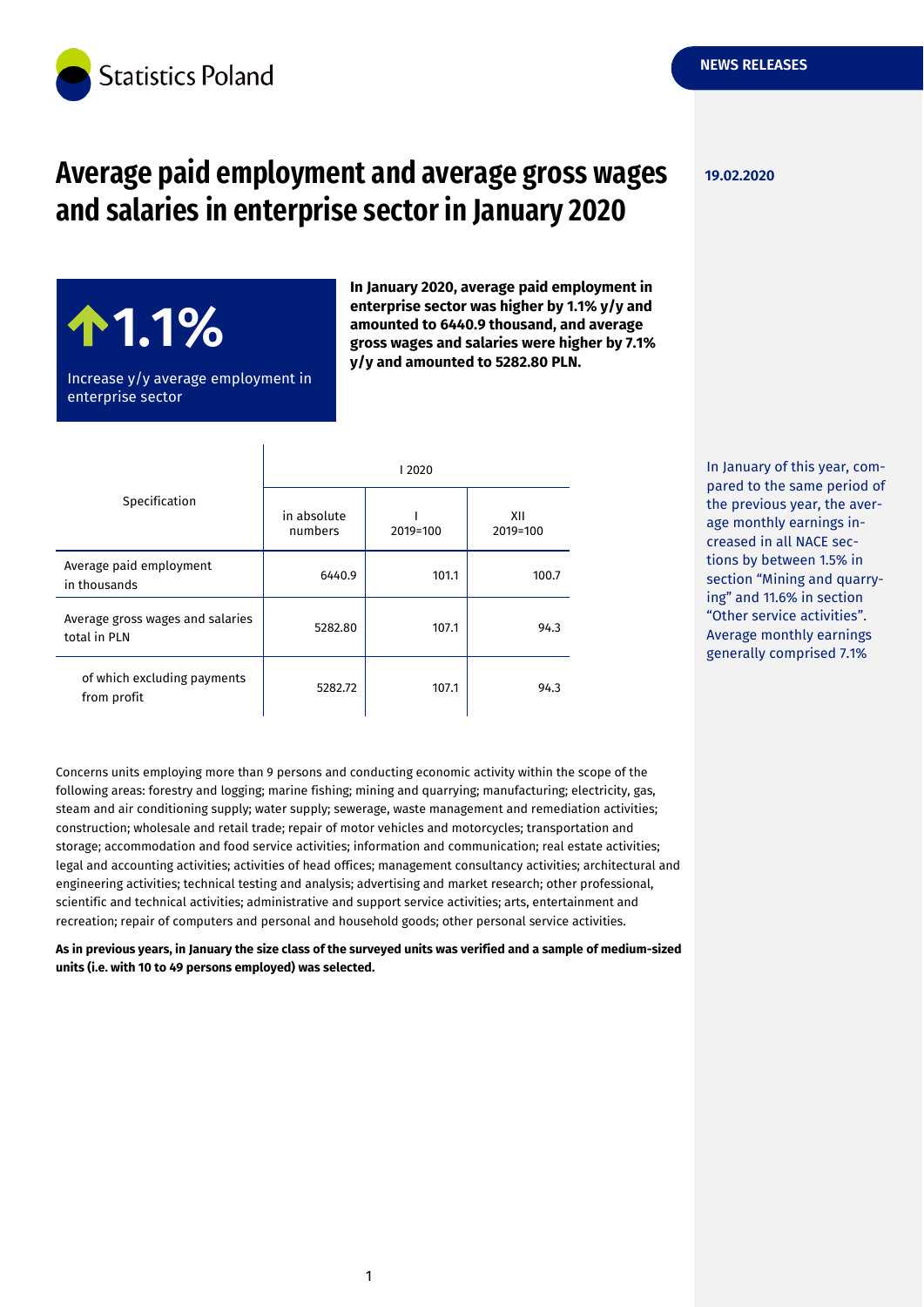Statistics Poland

NEWS RELEASES

19.02.2020

# Average paid employment and average gross wages and salaries in enterprise sector in January 2020

**↑1.1%**

Increase y/y average employment in enterprise sector

**In January 2020, average paid employment in enterprise sector was higher by 1.1% y/y and amounted to 6440.9 thousand, and average gross wages and salaries were higher by 7.1% y/y and amounted to 5282.80 PLN.**

In January of this year, compared to the same period of the previous year, the average monthly earnings increased in all NACE sections by between 1.5% in section "Mining and quarrying" and 11.6% in section "Other service activities". Average monthly earnings generally comprised 7.1%

| Specification | I 2020 | | |
|---|---|---|---|
| | in absolute numbers | I 2019=100 | XII 2019=100 |
| Average paid employment in thousands | 6440.9 | 101.1 | 100.7 |
| Average gross wages and salaries total in PLN | 5282.80 | 107.1 | 94.3 |
| of which excluding payments from profit | 5282.72 | 107.1 | 94.3 |

Concerns units employing more than 9 persons and conducting economic activity within the scope of the following areas: forestry and logging; marine fishing; mining and quarrying; manufacturing; electricity, gas, steam and air conditioning supply; water supply; sewerage, waste management and remediation activities; construction; wholesale and retail trade; repair of motor vehicles and motorcycles; transportation and storage; accommodation and food service activities; information and communication; real estate activities; legal and accounting activities; activities of head offices; management consultancy activities; architectural and engineering activities; technical testing and analysis; advertising and market research; other professional, scientific and technical activities; administrative and support service activities; arts, entertainment and recreation; repair of computers and personal and household goods; other personal service activities.

**As in previous years, in January the size class of the surveyed units was verified and a sample of medium-sized units (i.e. with 10 to 49 persons employed) was selected.**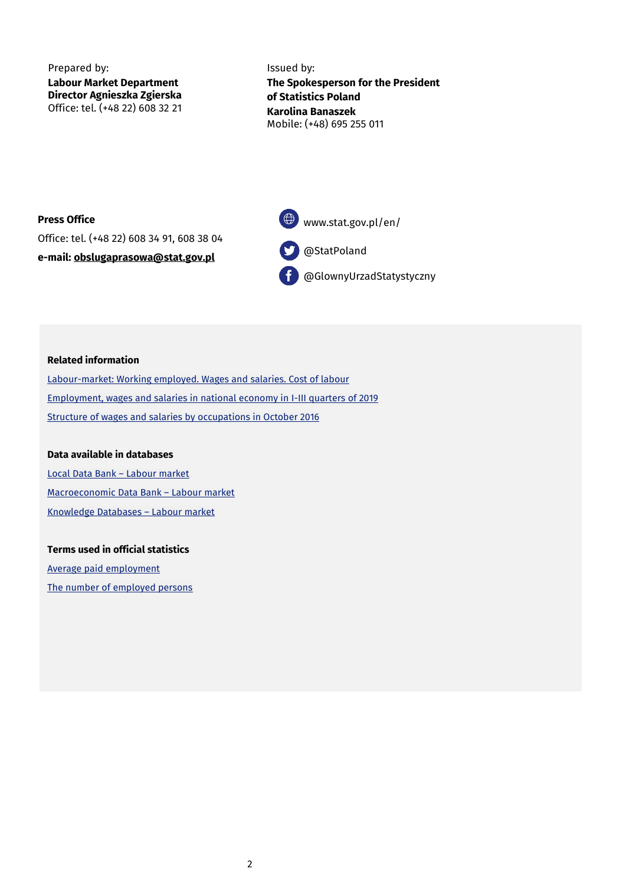Prepared by:
**Labour Market Department**
**Director Agnieszka Zgierska**
Office: tel. (+48 22) 608 32 21

Issued by:
**The Spokesperson for the President of Statistics Poland**
**Karolina Banaszek**
Mobile: (+48) 695 255 011

**Press Office**
Office: tel. (+48 22) 608 34 91, 608 38 04
**e-mail: obslugaprasowa@stat.gov.pl**

www.stat.gov.pl/en/
@StatPoland
@GlownyUrzadStatystyczny

**Related information**

Labour-market: Working employed. Wages and salaries. Cost of labour

Employment, wages and salaries in national economy in I-III quarters of 2019

Structure of wages and salaries by occupations in October 2016

**Data available in databases**

Local Data Bank – Labour market

Macroeconomic Data Bank – Labour market

Knowledge Databases – Labour market

**Terms used in official statistics**

Average paid employment

The number of employed persons